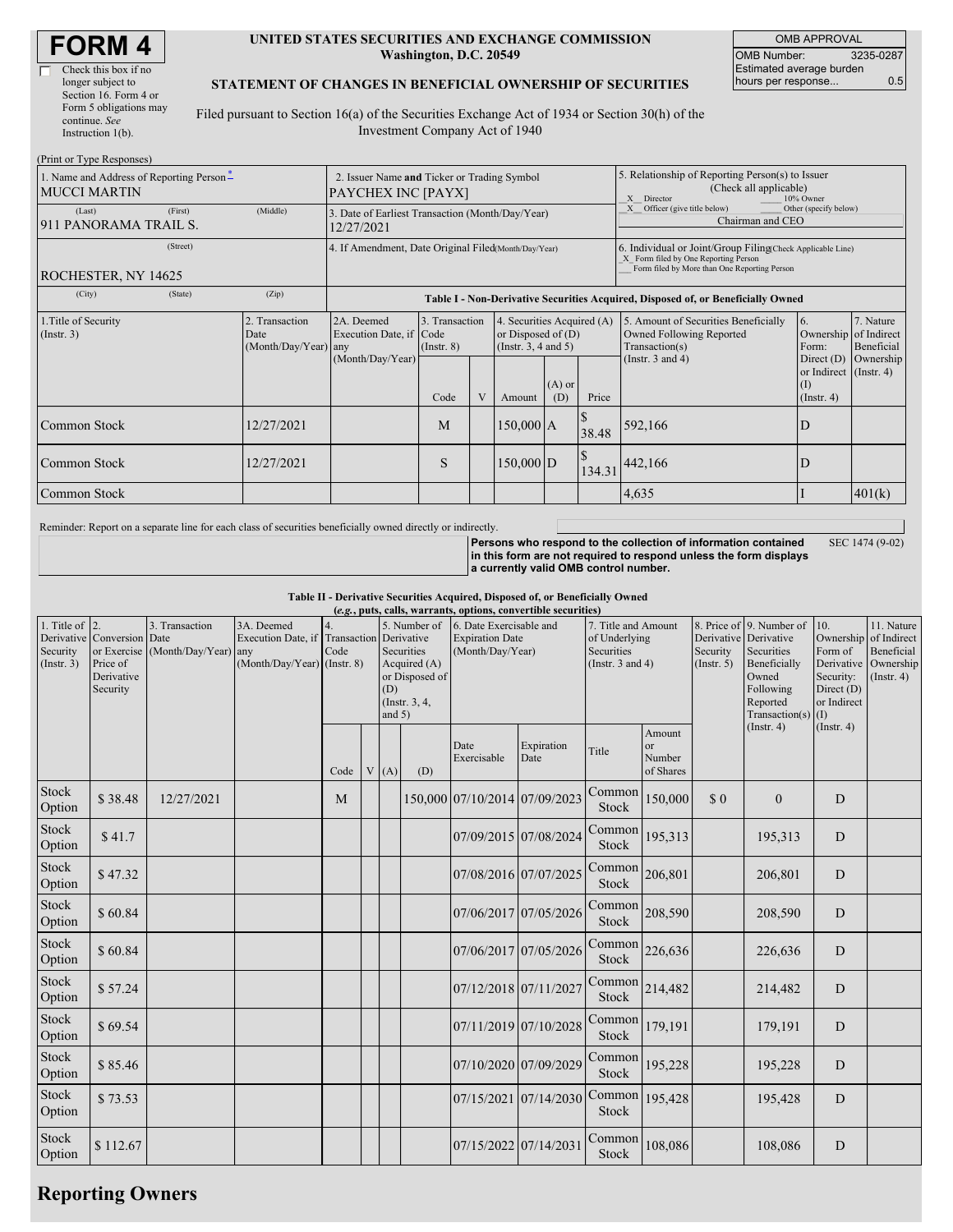# FORM 4

☐ Check this box if no longer subject to Section 16. Form 4 or Form 5 obligations may continue. *See* Instruction 1(b).

**UNITED STATES SECURITIES AND EXCHANGE COMMISSION**
**Washington, D.C. 20549**

**STATEMENT OF CHANGES IN BENEFICIAL OWNERSHIP OF SECURITIES**

Filed pursuant to Section 16(a) of the Securities Exchange Act of 1934 or Section 30(h) of the Investment Company Act of 1940

| OMB APPROVAL | |
|---|---|
| OMB Number: | 3235-0287 |
| Estimated average burden hours per response... | 0.5 |

(Print or Type Responses)

| 1. Name and Address of Reporting Person* | 2. Issuer Name and Ticker or Trading Symbol | 5. Relationship of Reporting Person(s) to Issuer (Check all applicable) |
|---|---|---|
| MUCCI MARTIN | PAYCHEX INC [PAYX] | X Director ___ 10% Owner |
| (Last) (First) (Middle) 911 PANORAMA TRAIL S. | 3. Date of Earliest Transaction (Month/Day/Year) 12/27/2021 | X Officer (give title below) ___ Other (specify below) Chairman and CEO |
| (Street) ROCHESTER, NY 14625 | 4. If Amendment, Date Original Filed (Month/Day/Year) | 6. Individual or Joint/Group Filing (Check Applicable Line) X Form filed by One Reporting Person ___ Form filed by More than One Reporting Person |
| (City) (State) (Zip) | | |

**Table I - Non-Derivative Securities Acquired, Disposed of, or Beneficially Owned**

| 1.Title of Security (Instr. 3) | 2. Transaction Date (Month/Day/Year) | 2A. Deemed Execution Date, if any (Month/Day/Year) | 3. Transaction Code (Instr. 8) | | 4. Securities Acquired (A) or Disposed of (D) (Instr. 3, 4 and 5) | | | 5. Amount of Securities Beneficially Owned Following Reported Transaction(s) (Instr. 3 and 4) | 6. Ownership Form: Direct (D) or Indirect (I) (Instr. 4) | 7. Nature of Indirect Beneficial Ownership (Instr. 4) |
|---|---|---|---|---|---|---|---|---|---|---|
| | | | Code | V | Amount | (A) or (D) | Price | | | |
| Common Stock | 12/27/2021 | | M | | 150,000 | A | $ 38.48 | 592,166 | D | |
| Common Stock | 12/27/2021 | | S | | 150,000 | D | $ 134.31 | 442,166 | D | |
| Common Stock | | | | | | | | 4,635 | I | 401(k) |

Reminder: Report on a separate line for each class of securities beneficially owned directly or indirectly.

**Persons who respond to the collection of information contained in this form are not required to respond unless the form displays a currently valid OMB control number.** SEC 1474 (9-02)

**Table II - Derivative Securities Acquired, Disposed of, or Beneficially Owned**
***(e.g.*, puts, calls, warrants, options, convertible securities)**

| 1. Title of Derivative Security (Instr. 3) | 2. Conversion or Exercise Price of Derivative Security | 3. Transaction Date (Month/Day/Year) | 3A. Deemed Execution Date, if any (Month/Day/Year) | 4. Transaction Code (Instr. 8) | | 5. Number of Derivative Securities Acquired (A) or Disposed of (D) (Instr. 3, 4, and 5) | | 6. Date Exercisable and Expiration Date (Month/Day/Year) | | 7. Title and Amount of Underlying Securities (Instr. 3 and 4) | | 8. Price of Derivative Security (Instr. 5) | 9. Number of Derivative Securities Beneficially Owned Following Reported Transaction(s) (Instr. 4) | 10. Ownership Form of Derivative Security: Direct (D) or Indirect (I) (Instr. 4) | 11. Nature of Indirect Beneficial Ownership (Instr. 4) |
|---|---|---|---|---|---|---|---|---|---|---|---|---|---|---|---|
| | | | | Code | V | (A) | (D) | Date Exercisable | Expiration Date | Title | Amount or Number of Shares | | | | |
| Stock Option | $ 38.48 | 12/27/2021 | | M | | | 150,000 | 07/10/2014 | 07/09/2023 | Common Stock | 150,000 | $ 0 | 0 | D | |
| Stock Option | $ 41.7 | | | | | | | 07/09/2015 | 07/08/2024 | Common Stock | 195,313 | | 195,313 | D | |
| Stock Option | $ 47.32 | | | | | | | 07/08/2016 | 07/07/2025 | Common Stock | 206,801 | | 206,801 | D | |
| Stock Option | $ 60.84 | | | | | | | 07/06/2017 | 07/05/2026 | Common Stock | 208,590 | | 208,590 | D | |
| Stock Option | $ 60.84 | | | | | | | 07/06/2017 | 07/05/2026 | Common Stock | 226,636 | | 226,636 | D | |
| Stock Option | $ 57.24 | | | | | | | 07/12/2018 | 07/11/2027 | Common Stock | 214,482 | | 214,482 | D | |
| Stock Option | $ 69.54 | | | | | | | 07/11/2019 | 07/10/2028 | Common Stock | 179,191 | | 179,191 | D | |
| Stock Option | $ 85.46 | | | | | | | 07/10/2020 | 07/09/2029 | Common Stock | 195,228 | | 195,228 | D | |
| Stock Option | $ 73.53 | | | | | | | 07/15/2021 | 07/14/2030 | Common Stock | 195,428 | | 195,428 | D | |
| Stock Option | $ 112.67 | | | | | | | 07/15/2022 | 07/14/2031 | Common Stock | 108,086 | | 108,086 | D | |

## Reporting Owners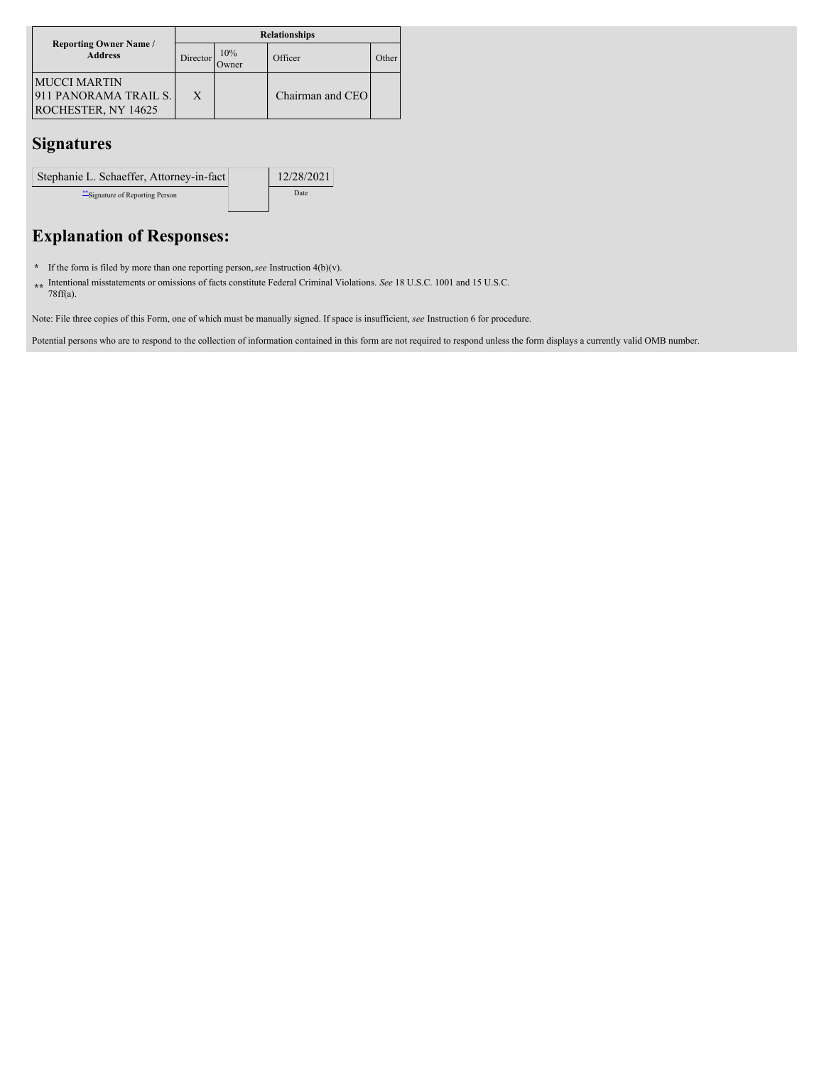| Reporting Owner Name / Address | Relationships | | | |
|---|---|---|---|---|
| | Director | 10% Owner | Officer | Other |
| MUCCI MARTIN<br>911 PANORAMA TRAIL S.<br>ROCHESTER, NY 14625 | X | | Chairman and CEO | |

## Signatures

| Stephanie L. Schaeffer, Attorney-in-fact | | 12/28/2021 |
|---|---|---|
| **Signature of Reporting Person | | Date |

## Explanation of Responses:

\* If the form is filed by more than one reporting person, *see* Instruction 4(b)(v).

\** Intentional misstatements or omissions of facts constitute Federal Criminal Violations. *See* 18 U.S.C. 1001 and 15 U.S.C. 78ff(a).

Note: File three copies of this Form, one of which must be manually signed. If space is insufficient, *see* Instruction 6 for procedure.

Potential persons who are to respond to the collection of information contained in this form are not required to respond unless the form displays a currently valid OMB number.